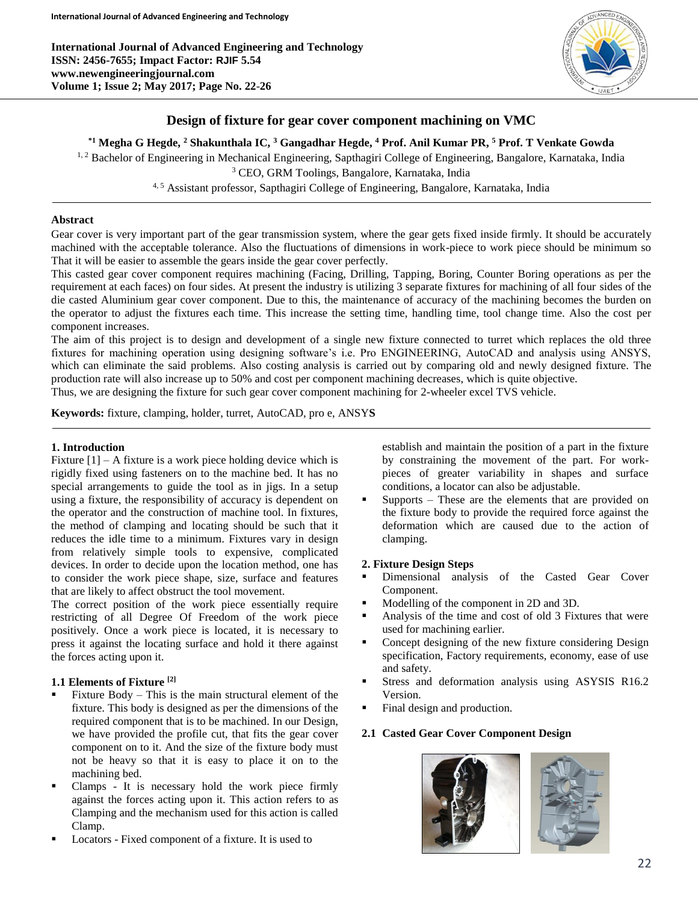# Design of fixture for gear cover component machining on VMC

**[*1] Megha G Hegde, [2] Shakunthala IC, [3] Gangadhar Hegde, [4] Prof. Anil Kumar PR, [5] Prof. T Venkate Gowda**

[1, 2] Bachelor of Engineering in Mechanical Engineering, Sapthagiri College of Engineering, Bangalore, Karnataka, India

[3] CEO, GRM Toolings, Bangalore, Karnataka, India

[4, 5] Assistant professor, Sapthagiri College of Engineering, Bangalore, Karnataka, India

## Abstract

Gear cover is very important part of the gear transmission system, where the gear gets fixed inside firmly. It should be accurately machined with the acceptable tolerance. Also the fluctuations of dimensions in work-piece to work piece should be minimum so That it will be easier to assemble the gears inside the gear cover perfectly.

This casted gear cover component requires machining (Facing, Drilling, Tapping, Boring, Counter Boring operations as per the requirement at each faces) on four sides. At present the industry is utilizing 3 separate fixtures for machining of all four sides of the die casted Aluminium gear cover component. Due to this, the maintenance of accuracy of the machining becomes the burden on the operator to adjust the fixtures each time. This increase the setting time, handling time, tool change time. Also the cost per component increases.

The aim of this project is to design and development of a single new fixture connected to turret which replaces the old three fixtures for machining operation using designing software's i.e. Pro ENGINEERING, AutoCAD and analysis using ANSYS, which can eliminate the said problems. Also costing analysis is carried out by comparing old and newly designed fixture. The production rate will also increase up to 50% and cost per component machining decreases, which is quite objective.

Thus, we are designing the fixture for such gear cover component machining for 2-wheeler excel TVS vehicle.

**Keywords:** fixture, clamping, holder, turret, AutoCAD, pro e, ANSYS

## 1. Introduction

Fixture [1] – A fixture is a work piece holding device which is rigidly fixed using fasteners on to the machine bed. It has no special arrangements to guide the tool as in jigs. In a setup using a fixture, the responsibility of accuracy is dependent on the operator and the construction of machine tool. In fixtures, the method of clamping and locating should be such that it reduces the idle time to a minimum. Fixtures vary in design from relatively simple tools to expensive, complicated devices. In order to decide upon the location method, one has to consider the work piece shape, size, surface and features that are likely to affect obstruct the tool movement.

The correct position of the work piece essentially require restricting of all Degree Of Freedom of the work piece positively. Once a work piece is located, it is necessary to press it against the locating surface and hold it there against the forces acting upon it.

### 1.1 Elements of Fixture [2]

- Fixture Body – This is the main structural element of the fixture. This body is designed as per the dimensions of the required component that is to be machined. In our Design, we have provided the profile cut, that fits the gear cover component on to it. And the size of the fixture body must not be heavy so that it is easy to place it on to the machining bed.
- Clamps - It is necessary hold the work piece firmly against the forces acting upon it. This action refers to as Clamping and the mechanism used for this action is called Clamp.
- Locators - Fixed component of a fixture. It is used to establish and maintain the position of a part in the fixture by constraining the movement of the part. For work-pieces of greater variability in shapes and surface conditions, a locator can also be adjustable.
- Supports – These are the elements that are provided on the fixture body to provide the required force against the deformation which are caused due to the action of clamping.

## 2. Fixture Design Steps

- Dimensional analysis of the Casted Gear Cover Component.
- Modelling of the component in 2D and 3D.
- Analysis of the time and cost of old 3 Fixtures that were used for machining earlier.
- Concept designing of the new fixture considering Design specification, Factory requirements, economy, ease of use and safety.
- Stress and deformation analysis using ASYSIS R16.2 Version.
- Final design and production.

### 2.1 Casted Gear Cover Component Design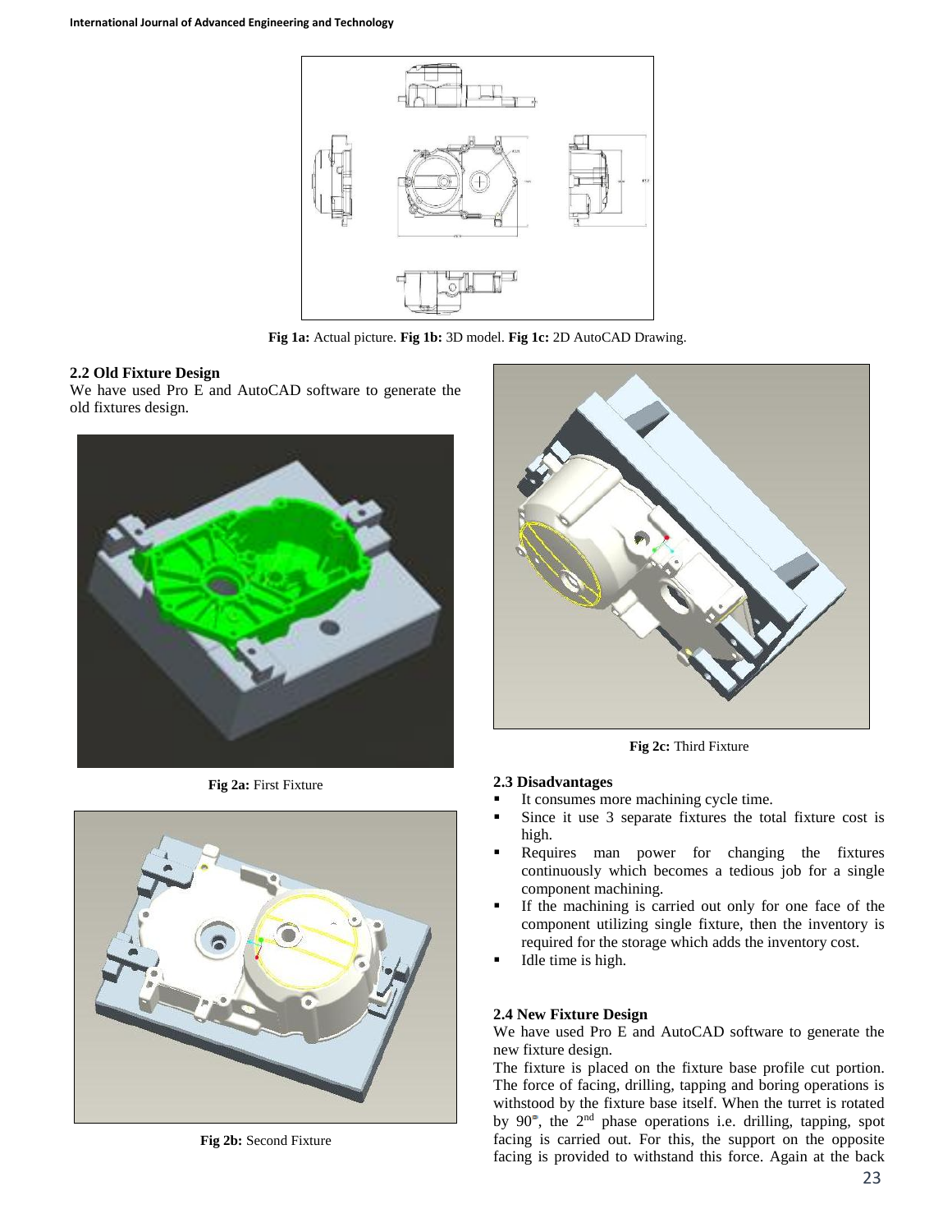Fig 1a: Actual picture. Fig 1b: 3D model. Fig 1c: 2D AutoCAD Drawing.

### 2.2 Old Fixture Design

We have used Pro E and AutoCAD software to generate the old fixtures design.

Fig 2a: First Fixture

Fig 2b: Second Fixture

Fig 2c: Third Fixture

### 2.3 Disadvantages

- It consumes more machining cycle time.
- Since it use 3 separate fixtures the total fixture cost is high.
- Requires man power for changing the fixtures continuously which becomes a tedious job for a single component machining.
- If the machining is carried out only for one face of the component utilizing single fixture, then the inventory is required for the storage which adds the inventory cost.
- Idle time is high.

### 2.4 New Fixture Design

We have used Pro E and AutoCAD software to generate the new fixture design.

The fixture is placed on the fixture base profile cut portion. The force of facing, drilling, tapping and boring operations is withstood by the fixture base itself. When the turret is rotated by 90°, the 2nd phase operations i.e. drilling, tapping, spot facing is carried out. For this, the support on the opposite facing is provided to withstand this force. Again at the back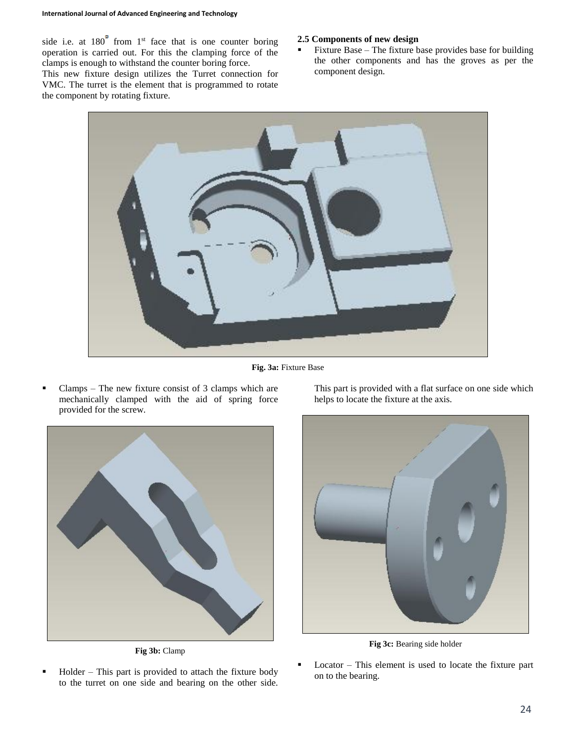side i.e. at 180° from 1st face that is one counter boring operation is carried out. For this the clamping force of the clamps is enough to withstand the counter boring force.

This new fixture design utilizes the Turret connection for VMC. The turret is the element that is programmed to rotate the component by rotating fixture.

### 2.5 Components of new design

- Fixture Base – The fixture base provides base for building the other components and has the groves as per the component design.

**Fig. 3a:** Fixture Base

- Clamps – The new fixture consist of 3 clamps which are mechanically clamped with the aid of spring force provided for the screw.

**Fig 3b:** Clamp

- Holder – This part is provided to attach the fixture body to the turret on one side and bearing on the other side. This part is provided with a flat surface on one side which helps to locate the fixture at the axis.

**Fig 3c:** Bearing side holder

- Locator – This element is used to locate the fixture part on to the bearing.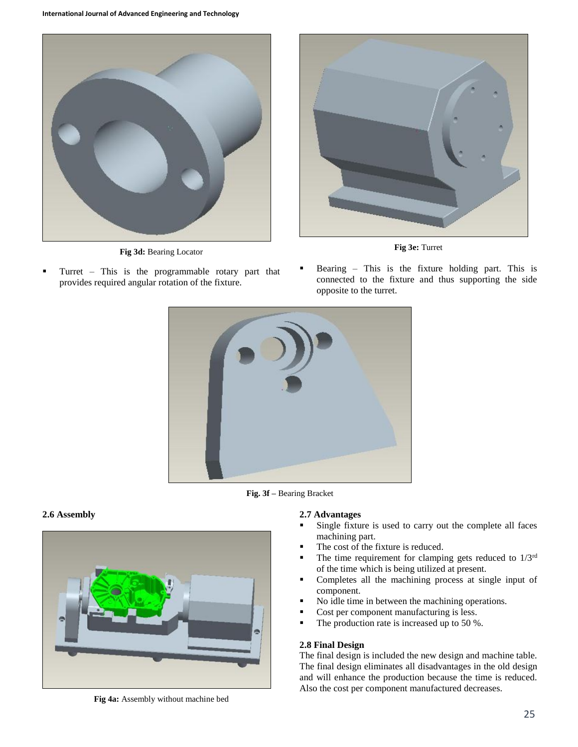Fig 3d: Bearing Locator

Fig 3e: Turret

- Turret – This is the programmable rotary part that provides required angular rotation of the fixture.
- Bearing – This is the fixture holding part. This is connected to the fixture and thus supporting the side opposite to the turret.

Fig. 3f – Bearing Bracket

### 2.6 Assembly

Fig 4a: Assembly without machine bed

### 2.7 Advantages

- Single fixture is used to carry out the complete all faces machining part.
- The cost of the fixture is reduced.
- The time requirement for clamping gets reduced to 1/3rd of the time which is being utilized at present.
- Completes all the machining process at single input of component.
- No idle time in between the machining operations.
- Cost per component manufacturing is less.
- The production rate is increased up to 50 %.

### 2.8 Final Design

The final design is included the new design and machine table. The final design eliminates all disadvantages in the old design and will enhance the production because the time is reduced. Also the cost per component manufactured decreases.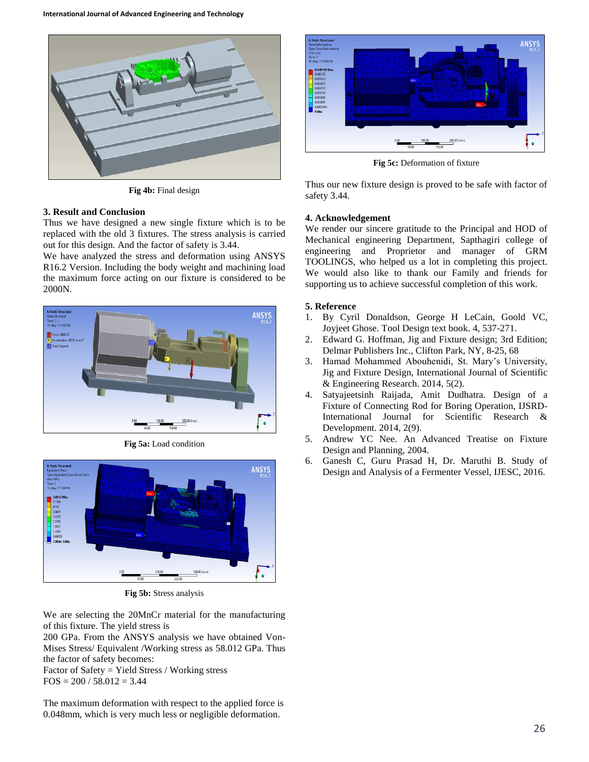Fig 4b: Final design

### 3. Result and Conclusion

Thus we have designed a new single fixture which is to be replaced with the old 3 fixtures. The stress analysis is carried out for this design. And the factor of safety is 3.44.

We have analyzed the stress and deformation using ANSYS R16.2 Version. Including the body weight and machining load the maximum force acting on our fixture is considered to be 2000N.

Fig 5a: Load condition

Fig 5b: Stress analysis

We are selecting the 20MnCr material for the manufacturing of this fixture. The yield stress is 200 GPa. From the ANSYS analysis we have obtained Von-Mises Stress/ Equivalent /Working stress as 58.012 GPa. Thus the factor of safety becomes:

Factor of Safety = Yield Stress / Working stress

FOS = 200 / 58.012 = 3.44

The maximum deformation with respect to the applied force is 0.048mm, which is very much less or negligible deformation.

Fig 5c: Deformation of fixture

Thus our new fixture design is proved to be safe with factor of safety 3.44.

### 4. Acknowledgement

We render our sincere gratitude to the Principal and HOD of Mechanical engineering Department, Sapthagiri college of engineering and Proprietor and manager of GRM TOOLINGS, who helped us a lot in completing this project. We would also like to thank our Family and friends for supporting us to achieve successful completion of this work.

### 5. Reference

1. By Cyril Donaldson, George H LeCain, Goold VC, Joyjeet Ghose. Tool Design text book. 4, 537-271.
2. Edward G. Hoffman, Jig and Fixture design; 3rd Edition; Delmar Publishers Inc., Clifton Park, NY, 8-25, 68
3. Hamad Mohammed Abouhenidi, St. Mary's University, Jig and Fixture Design, International Journal of Scientific & Engineering Research. 2014, 5(2).
4. Satyajeetsinh Raijada, Amit Dudhatra. Design of a Fixture of Connecting Rod for Boring Operation, IJSRD-International Journal for Scientific Research & Development. 2014, 2(9).
5. Andrew YC Nee. An Advanced Treatise on Fixture Design and Planning, 2004.
6. Ganesh C, Guru Prasad H, Dr. Maruthi B. Study of Design and Analysis of a Fermenter Vessel, IJESC, 2016.